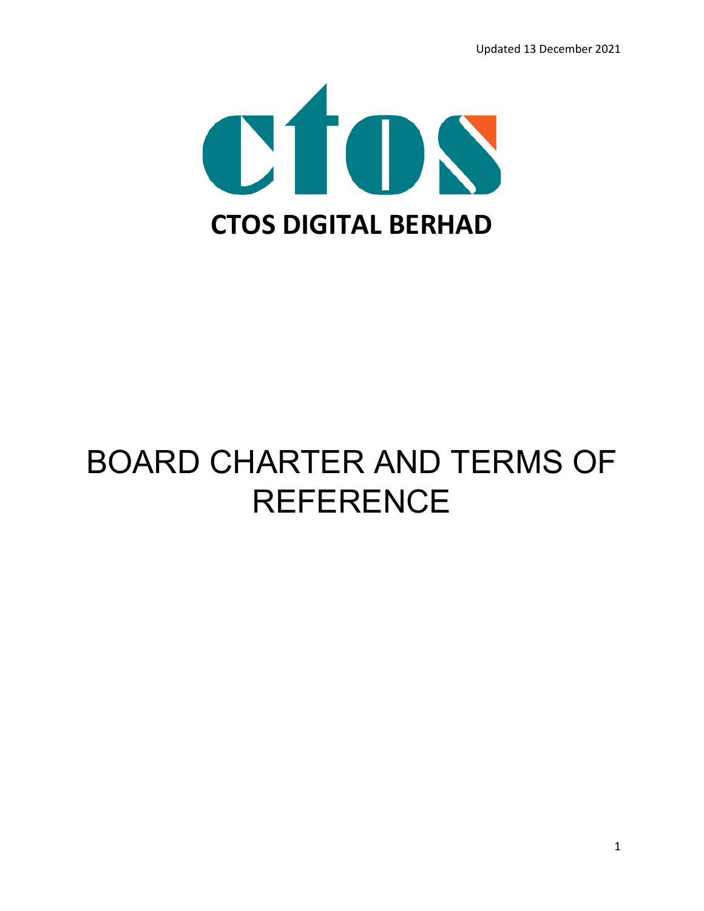Updated 13 December 2021

# CTOS DIGITAL BERHAD

# BOARD CHARTER AND TERMS OF REFERENCE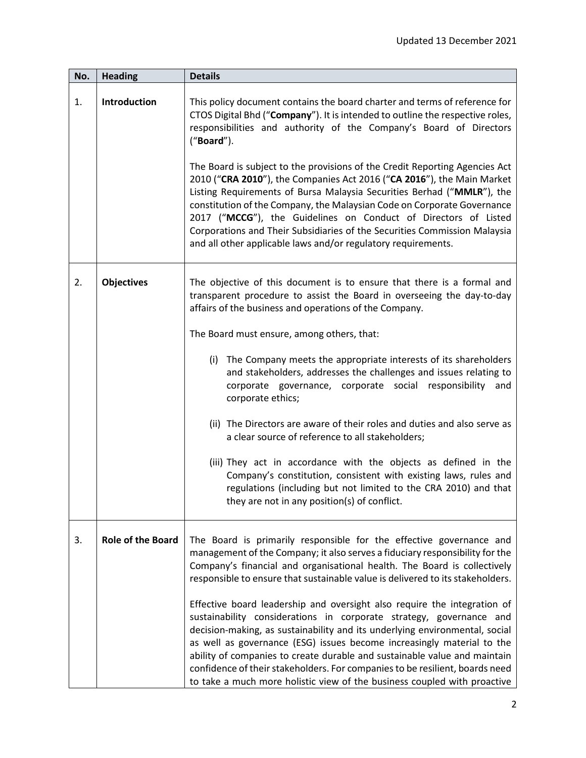| No. | Heading | Details |
|---|---|---|
| 1. | **Introduction** | This policy document contains the board charter and terms of reference for CTOS Digital Bhd ("**Company**"). It is intended to outline the respective roles, responsibilities and authority of the Company's Board of Directors ("**Board**").<br><br>The Board is subject to the provisions of the Credit Reporting Agencies Act 2010 ("**CRA 2010**"), the Companies Act 2016 ("**CA 2016**"), the Main Market Listing Requirements of Bursa Malaysia Securities Berhad ("**MMLR**"), the constitution of the Company, the Malaysian Code on Corporate Governance 2017 ("**MCCG**"), the Guidelines on Conduct of Directors of Listed Corporations and Their Subsidiaries of the Securities Commission Malaysia and all other applicable laws and/or regulatory requirements. |
| 2. | **Objectives** | The objective of this document is to ensure that there is a formal and transparent procedure to assist the Board in overseeing the day-to-day affairs of the business and operations of the Company.<br><br>The Board must ensure, among others, that:<br><br>(i) The Company meets the appropriate interests of its shareholders and stakeholders, addresses the challenges and issues relating to corporate governance, corporate social responsibility and corporate ethics;<br><br>(ii) The Directors are aware of their roles and duties and also serve as a clear source of reference to all stakeholders;<br><br>(iii) They act in accordance with the objects as defined in the Company's constitution, consistent with existing laws, rules and regulations (including but not limited to the CRA 2010) and that they are not in any position(s) of conflict. |
| 3. | **Role of the Board** | The Board is primarily responsible for the effective governance and management of the Company; it also serves a fiduciary responsibility for the Company's financial and organisational health. The Board is collectively responsible to ensure that sustainable value is delivered to its stakeholders.<br><br>Effective board leadership and oversight also require the integration of sustainability considerations in corporate strategy, governance and decision-making, as sustainability and its underlying environmental, social as well as governance (ESG) issues become increasingly material to the ability of companies to create durable and sustainable value and maintain confidence of their stakeholders. For companies to be resilient, boards need to take a much more holistic view of the business coupled with proactive |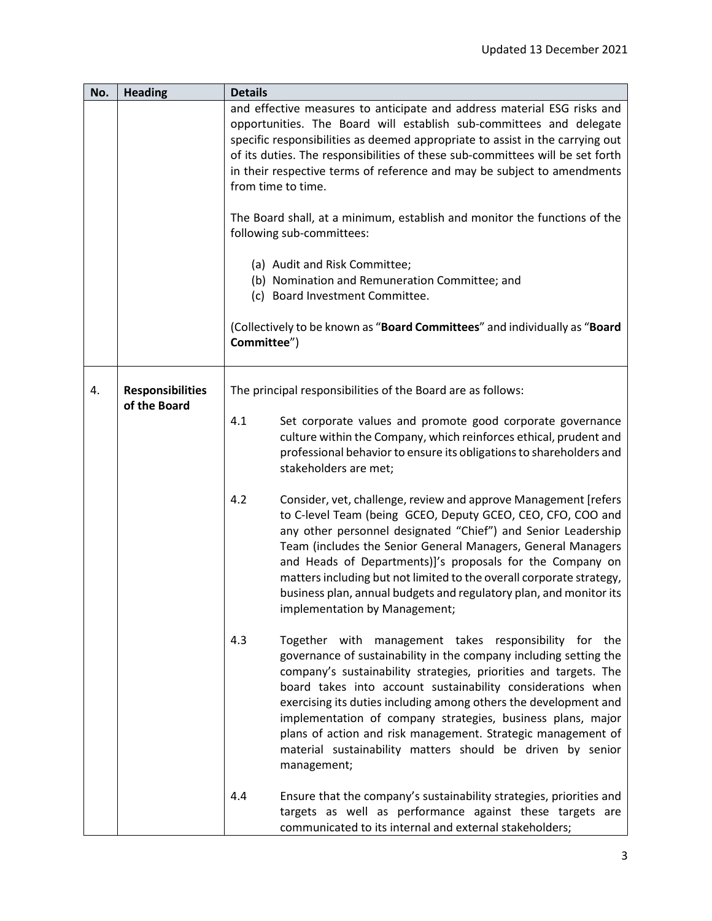| No. | Heading | Details |
|---|---|---|
| | | and effective measures to anticipate and address material ESG risks and opportunities. The Board will establish sub-committees and delegate specific responsibilities as deemed appropriate to assist in the carrying out of its duties. The responsibilities of these sub-committees will be set forth in their respective terms of reference and may be subject to amendments from time to time.<br><br>The Board shall, at a minimum, establish and monitor the functions of the following sub-committees:<br><br>(a) Audit and Risk Committee;<br>(b) Nomination and Remuneration Committee; and<br>(c) Board Investment Committee.<br><br>(Collectively to be known as "**Board Committees**" and individually as "**Board Committee**") |
| 4. | **Responsibilities of the Board** | The principal responsibilities of the Board are as follows:<br><br>4.1 Set corporate values and promote good corporate governance culture within the Company, which reinforces ethical, prudent and professional behavior to ensure its obligations to shareholders and stakeholders are met;<br><br>4.2 Consider, vet, challenge, review and approve Management [refers to C-level Team (being GCEO, Deputy GCEO, CEO, CFO, COO and any other personnel designated "Chief") and Senior Leadership Team (includes the Senior General Managers, General Managers and Heads of Departments)]'s proposals for the Company on matters including but not limited to the overall corporate strategy, business plan, annual budgets and regulatory plan, and monitor its implementation by Management;<br><br>4.3 Together with management takes responsibility for the governance of sustainability in the company including setting the company's sustainability strategies, priorities and targets. The board takes into account sustainability considerations when exercising its duties including among others the development and implementation of company strategies, business plans, major plans of action and risk management. Strategic management of material sustainability matters should be driven by senior management;<br><br>4.4 Ensure that the company's sustainability strategies, priorities and targets as well as performance against these targets are communicated to its internal and external stakeholders; |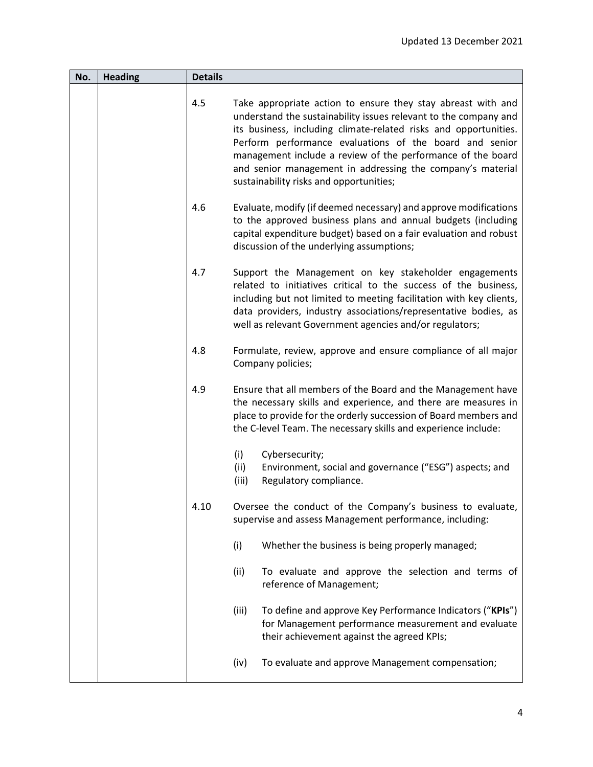| No. | Heading | Details |
|---|---|---|
| | | 4.5 Take appropriate action to ensure they stay abreast with and understand the sustainability issues relevant to the company and its business, including climate-related risks and opportunities. Perform performance evaluations of the board and senior management include a review of the performance of the board and senior management in addressing the company's material sustainability risks and opportunities;<br><br>4.6 Evaluate, modify (if deemed necessary) and approve modifications to the approved business plans and annual budgets (including capital expenditure budget) based on a fair evaluation and robust discussion of the underlying assumptions;<br><br>4.7 Support the Management on key stakeholder engagements related to initiatives critical to the success of the business, including but not limited to meeting facilitation with key clients, data providers, industry associations/representative bodies, as well as relevant Government agencies and/or regulators;<br><br>4.8 Formulate, review, approve and ensure compliance of all major Company policies;<br><br>4.9 Ensure that all members of the Board and the Management have the necessary skills and experience, and there are measures in place to provide for the orderly succession of Board members and the C-level Team. The necessary skills and experience include:<br><br>(i) Cybersecurity;<br>(ii) Environment, social and governance ("ESG") aspects; and<br>(iii) Regulatory compliance.<br><br>4.10 Oversee the conduct of the Company's business to evaluate, supervise and assess Management performance, including:<br><br>(i) Whether the business is being properly managed;<br><br>(ii) To evaluate and approve the selection and terms of reference of Management;<br><br>(iii) To define and approve Key Performance Indicators ("**KPIs**") for Management performance measurement and evaluate their achievement against the agreed KPIs;<br><br>(iv) To evaluate and approve Management compensation; |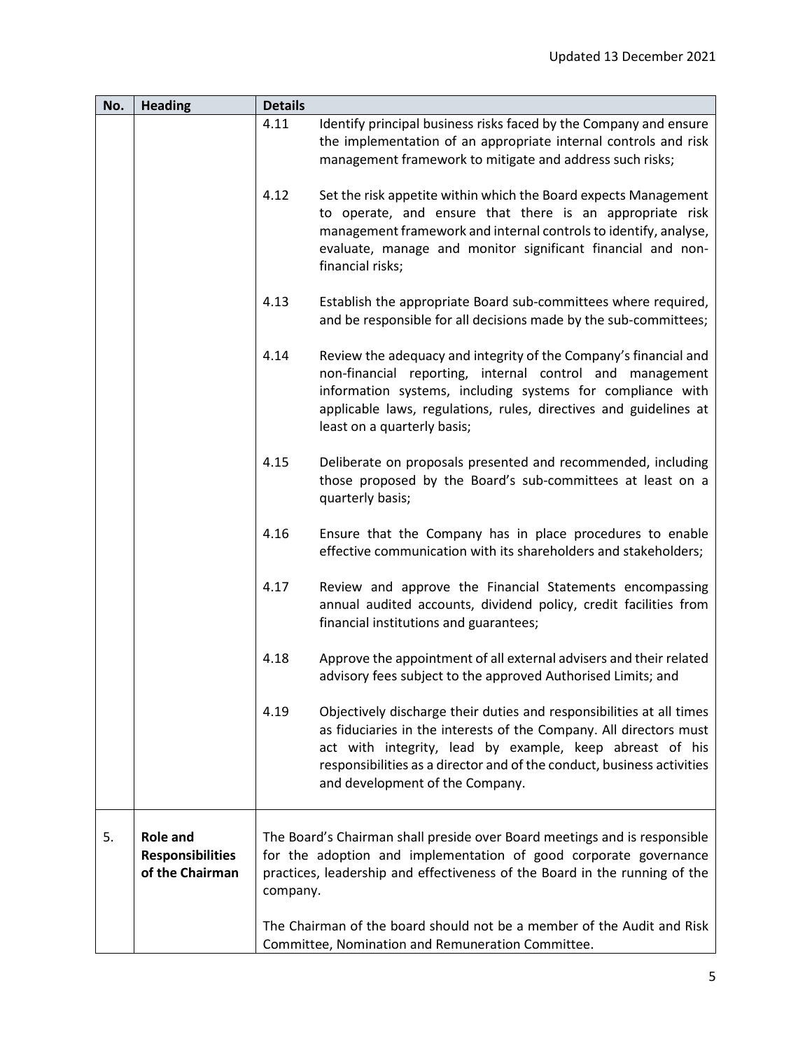| No. | Heading | Details |
|---|---|---|
| | | 4.11 Identify principal business risks faced by the Company and ensure the implementation of an appropriate internal controls and risk management framework to mitigate and address such risks; |
| | | 4.12 Set the risk appetite within which the Board expects Management to operate, and ensure that there is an appropriate risk management framework and internal controls to identify, analyse, evaluate, manage and monitor significant financial and non-financial risks; |
| | | 4.13 Establish the appropriate Board sub-committees where required, and be responsible for all decisions made by the sub-committees; |
| | | 4.14 Review the adequacy and integrity of the Company's financial and non-financial reporting, internal control and management information systems, including systems for compliance with applicable laws, regulations, rules, directives and guidelines at least on a quarterly basis; |
| | | 4.15 Deliberate on proposals presented and recommended, including those proposed by the Board's sub-committees at least on a quarterly basis; |
| | | 4.16 Ensure that the Company has in place procedures to enable effective communication with its shareholders and stakeholders; |
| | | 4.17 Review and approve the Financial Statements encompassing annual audited accounts, dividend policy, credit facilities from financial institutions and guarantees; |
| | | 4.18 Approve the appointment of all external advisers and their related advisory fees subject to the approved Authorised Limits; and |
| | | 4.19 Objectively discharge their duties and responsibilities at all times as fiduciaries in the interests of the Company. All directors must act with integrity, lead by example, keep abreast of his responsibilities as a director and of the conduct, business activities and development of the Company. |
| 5. | **Role and Responsibilities of the Chairman** | The Board's Chairman shall preside over Board meetings and is responsible for the adoption and implementation of good corporate governance practices, leadership and effectiveness of the Board in the running of the company.<br><br>The Chairman of the board should not be a member of the Audit and Risk Committee, Nomination and Remuneration Committee. |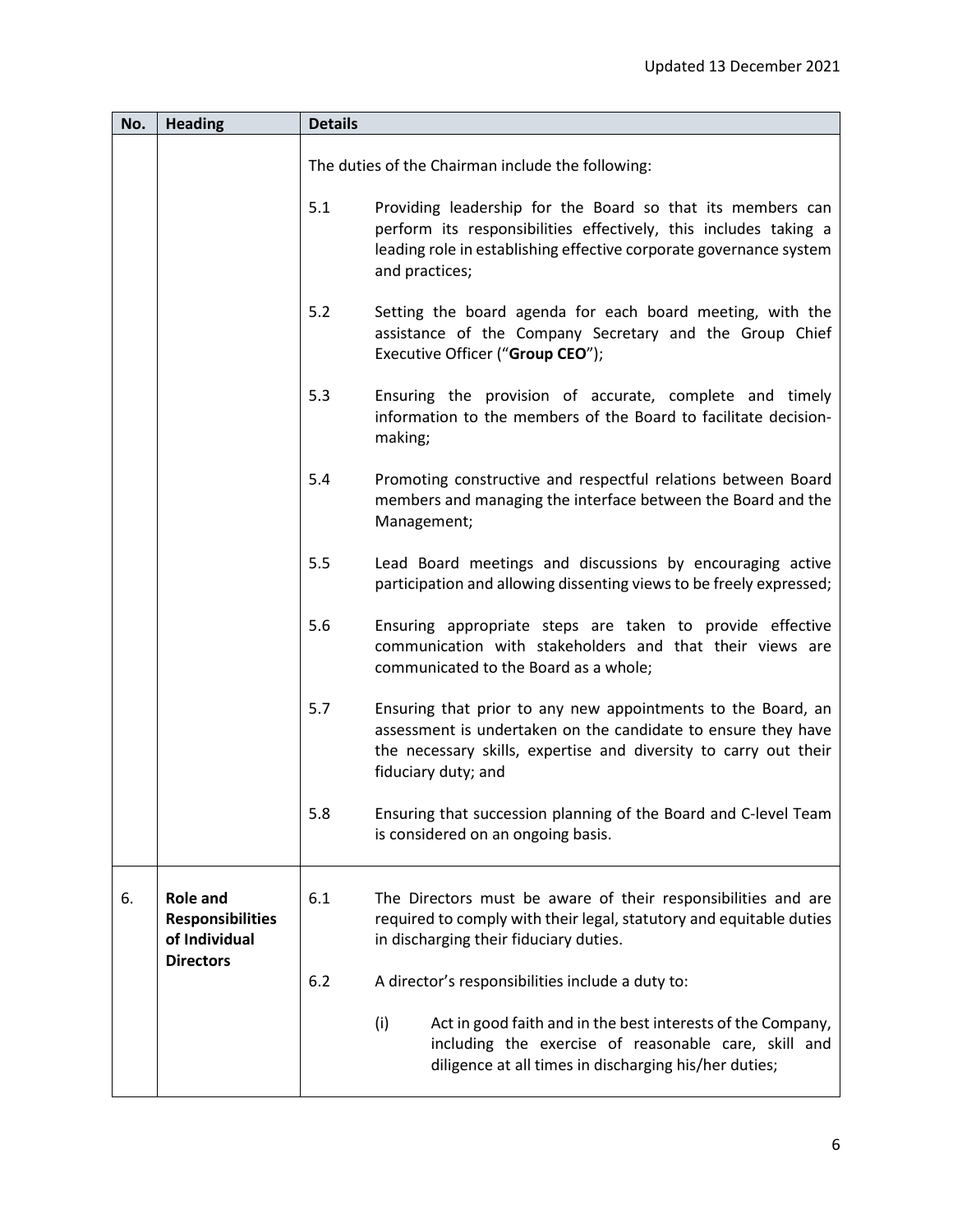| No. | Heading | Details |
|---|---|---|
| | | The duties of the Chairman include the following:<br><br>5.1 Providing leadership for the Board so that its members can perform its responsibilities effectively, this includes taking a leading role in establishing effective corporate governance system and practices;<br><br>5.2 Setting the board agenda for each board meeting, with the assistance of the Company Secretary and the Group Chief Executive Officer ("**Group CEO**");<br><br>5.3 Ensuring the provision of accurate, complete and timely information to the members of the Board to facilitate decision-making;<br><br>5.4 Promoting constructive and respectful relations between Board members and managing the interface between the Board and the Management;<br><br>5.5 Lead Board meetings and discussions by encouraging active participation and allowing dissenting views to be freely expressed;<br><br>5.6 Ensuring appropriate steps are taken to provide effective communication with stakeholders and that their views are communicated to the Board as a whole;<br><br>5.7 Ensuring that prior to any new appointments to the Board, an assessment is undertaken on the candidate to ensure they have the necessary skills, expertise and diversity to carry out their fiduciary duty; and<br><br>5.8 Ensuring that succession planning of the Board and C-level Team is considered on an ongoing basis. |
| 6. | **Role and Responsibilities of Individual Directors** | 6.1 The Directors must be aware of their responsibilities and are required to comply with their legal, statutory and equitable duties in discharging their fiduciary duties.<br><br>6.2 A director's responsibilities include a duty to:<br><br>(i) Act in good faith and in the best interests of the Company, including the exercise of reasonable care, skill and diligence at all times in discharging his/her duties; |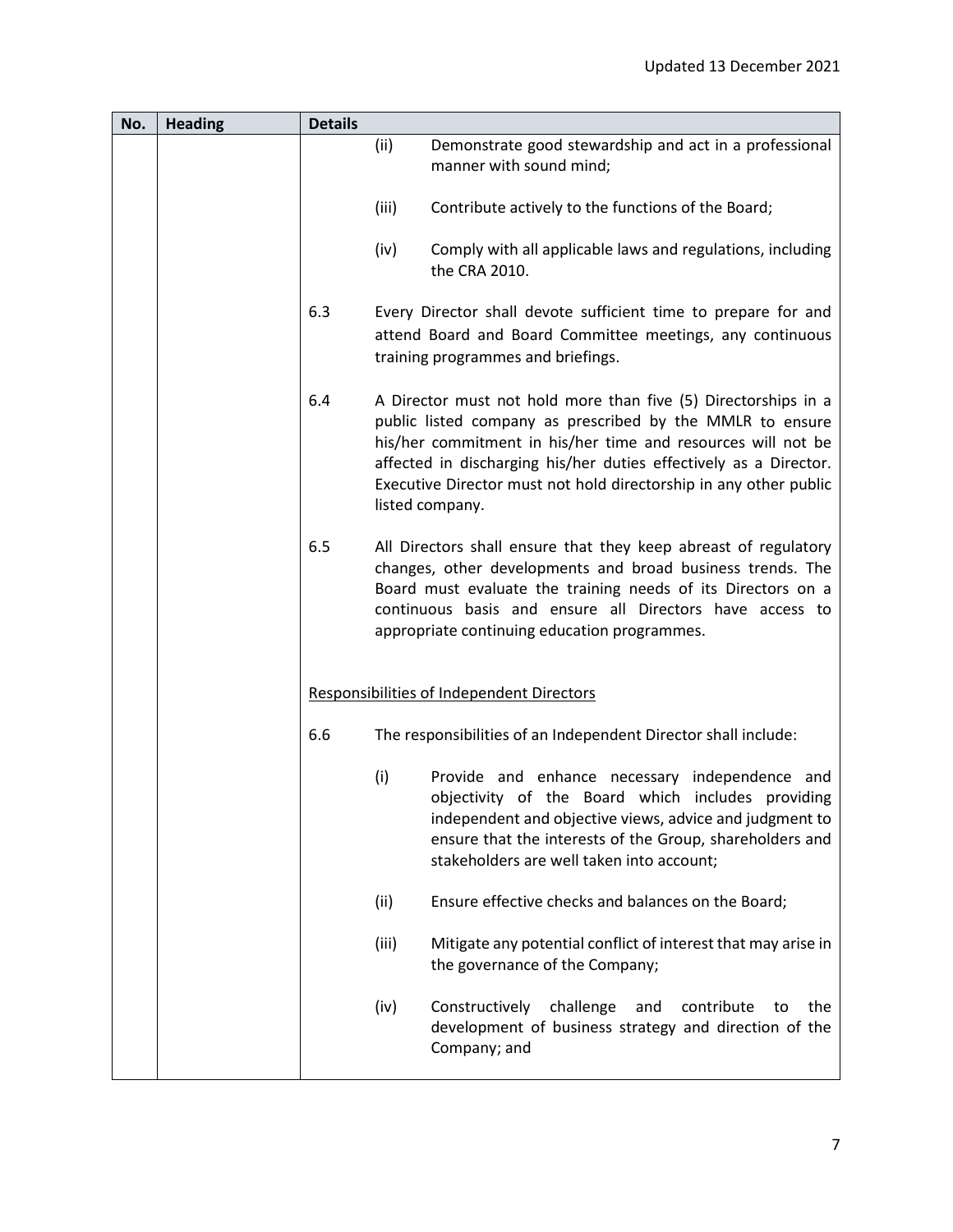| No. | Heading | Details |
|---|---|---|
| | | (ii) Demonstrate good stewardship and act in a professional manner with sound mind;<br><br>(iii) Contribute actively to the functions of the Board;<br><br>(iv) Comply with all applicable laws and regulations, including the CRA 2010.<br><br>6.3 Every Director shall devote sufficient time to prepare for and attend Board and Board Committee meetings, any continuous training programmes and briefings.<br><br>6.4 A Director must not hold more than five (5) Directorships in a public listed company as prescribed by the MMLR to ensure his/her commitment in his/her time and resources will not be affected in discharging his/her duties effectively as a Director. Executive Director must not hold directorship in any other public listed company.<br><br>6.5 All Directors shall ensure that they keep abreast of regulatory changes, other developments and broad business trends. The Board must evaluate the training needs of its Directors on a continuous basis and ensure all Directors have access to appropriate continuing education programmes.<br><br><u>Responsibilities of Independent Directors</u><br><br>6.6 The responsibilities of an Independent Director shall include:<br><br>(i) Provide and enhance necessary independence and objectivity of the Board which includes providing independent and objective views, advice and judgment to ensure that the interests of the Group, shareholders and stakeholders are well taken into account;<br><br>(ii) Ensure effective checks and balances on the Board;<br><br>(iii) Mitigate any potential conflict of interest that may arise in the governance of the Company;<br><br>(iv) Constructively challenge and contribute to the development of business strategy and direction of the Company; and |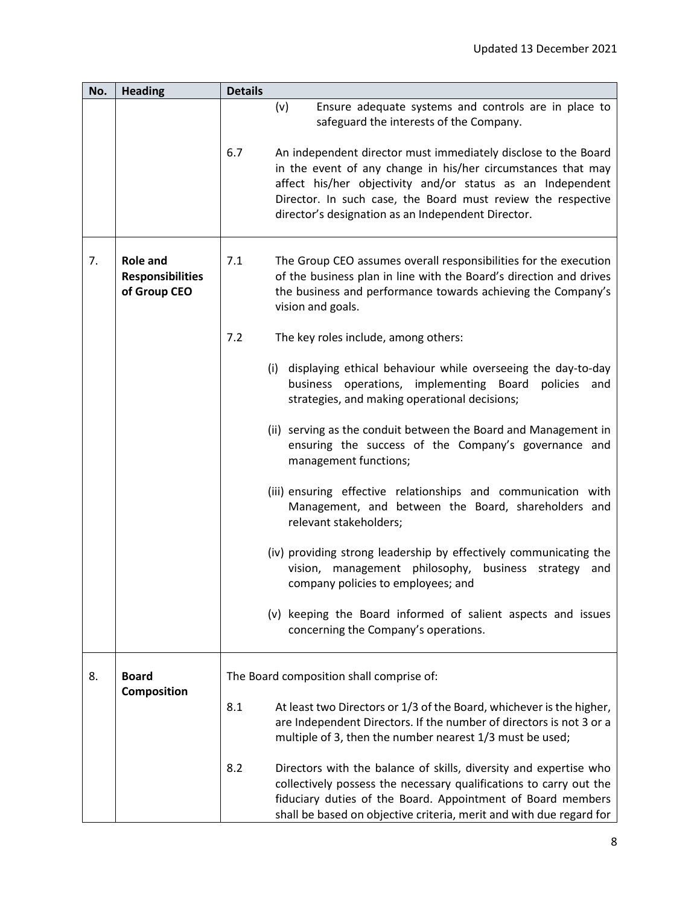| No. | Heading | Details |
|---|---|---|
| | | (v) Ensure adequate systems and controls are in place to safeguard the interests of the Company.<br><br>6.7 An independent director must immediately disclose to the Board in the event of any change in his/her circumstances that may affect his/her objectivity and/or status as an Independent Director. In such case, the Board must review the respective director's designation as an Independent Director. |
| 7. | **Role and Responsibilities of Group CEO** | 7.1 The Group CEO assumes overall responsibilities for the execution of the business plan in line with the Board's direction and drives the business and performance towards achieving the Company's vision and goals.<br><br>7.2 The key roles include, among others:<br><br>(i) displaying ethical behaviour while overseeing the day-to-day business operations, implementing Board policies and strategies, and making operational decisions;<br><br>(ii) serving as the conduit between the Board and Management in ensuring the success of the Company's governance and management functions;<br><br>(iii) ensuring effective relationships and communication with Management, and between the Board, shareholders and relevant stakeholders;<br><br>(iv) providing strong leadership by effectively communicating the vision, management philosophy, business strategy and company policies to employees; and<br><br>(v) keeping the Board informed of salient aspects and issues concerning the Company's operations. |
| 8. | **Board Composition** | The Board composition shall comprise of:<br><br>8.1 At least two Directors or 1/3 of the Board, whichever is the higher, are Independent Directors. If the number of directors is not 3 or a multiple of 3, then the number nearest 1/3 must be used;<br><br>8.2 Directors with the balance of skills, diversity and expertise who collectively possess the necessary qualifications to carry out the fiduciary duties of the Board. Appointment of Board members shall be based on objective criteria, merit and with due regard for |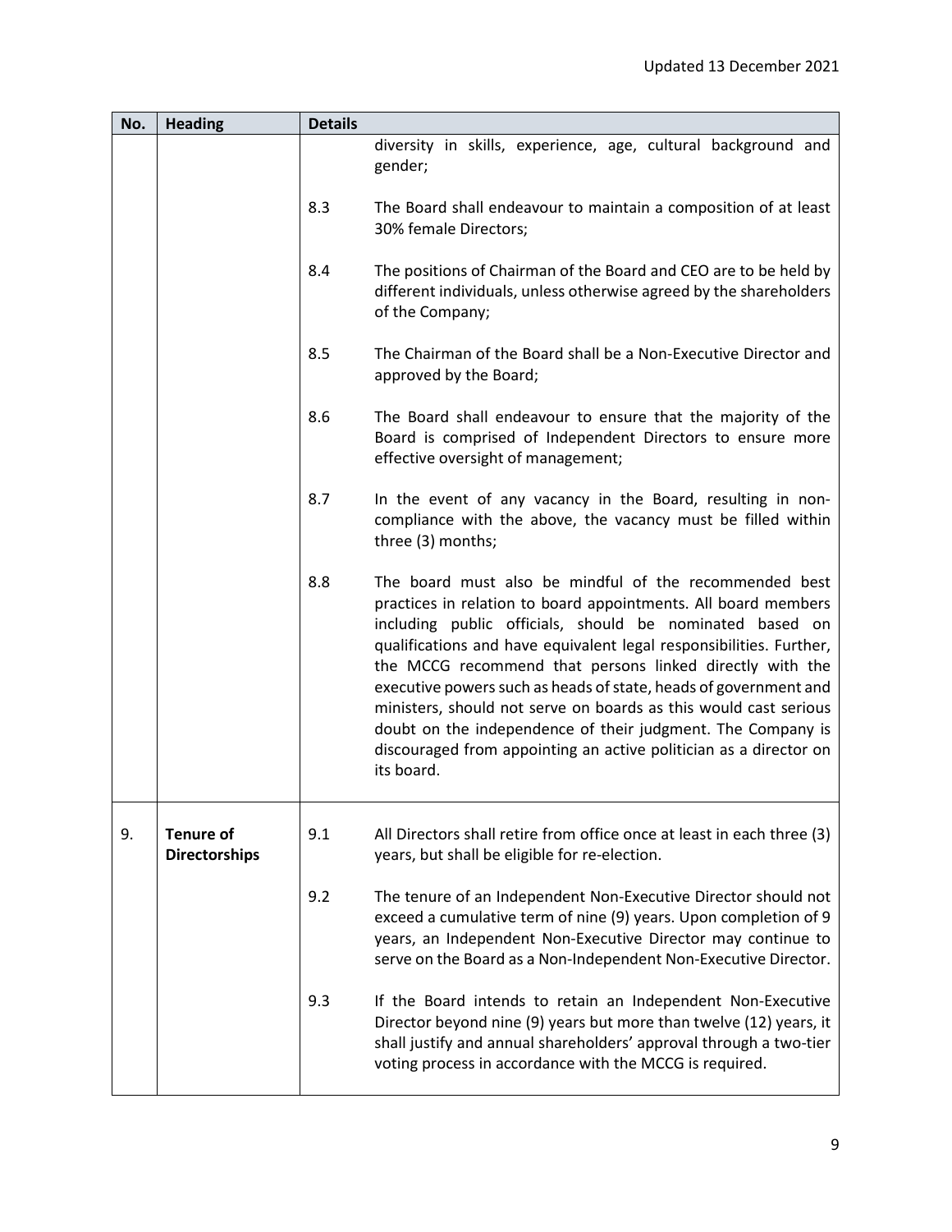| No. | Heading | Details | |
|---|---|---|---|
| | | | diversity in skills, experience, age, cultural background and gender; |
| | | 8.3 | The Board shall endeavour to maintain a composition of at least 30% female Directors; |
| | | 8.4 | The positions of Chairman of the Board and CEO are to be held by different individuals, unless otherwise agreed by the shareholders of the Company; |
| | | 8.5 | The Chairman of the Board shall be a Non-Executive Director and approved by the Board; |
| | | 8.6 | The Board shall endeavour to ensure that the majority of the Board is comprised of Independent Directors to ensure more effective oversight of management; |
| | | 8.7 | In the event of any vacancy in the Board, resulting in non-compliance with the above, the vacancy must be filled within three (3) months; |
| | | 8.8 | The board must also be mindful of the recommended best practices in relation to board appointments. All board members including public officials, should be nominated based on qualifications and have equivalent legal responsibilities. Further, the MCCG recommend that persons linked directly with the executive powers such as heads of state, heads of government and ministers, should not serve on boards as this would cast serious doubt on the independence of their judgment. The Company is discouraged from appointing an active politician as a director on its board. |
| 9. | **Tenure of Directorships** | 9.1 | All Directors shall retire from office once at least in each three (3) years, but shall be eligible for re-election. |
| | | 9.2 | The tenure of an Independent Non-Executive Director should not exceed a cumulative term of nine (9) years. Upon completion of 9 years, an Independent Non-Executive Director may continue to serve on the Board as a Non-Independent Non-Executive Director. |
| | | 9.3 | If the Board intends to retain an Independent Non-Executive Director beyond nine (9) years but more than twelve (12) years, it shall justify and annual shareholders' approval through a two-tier voting process in accordance with the MCCG is required. |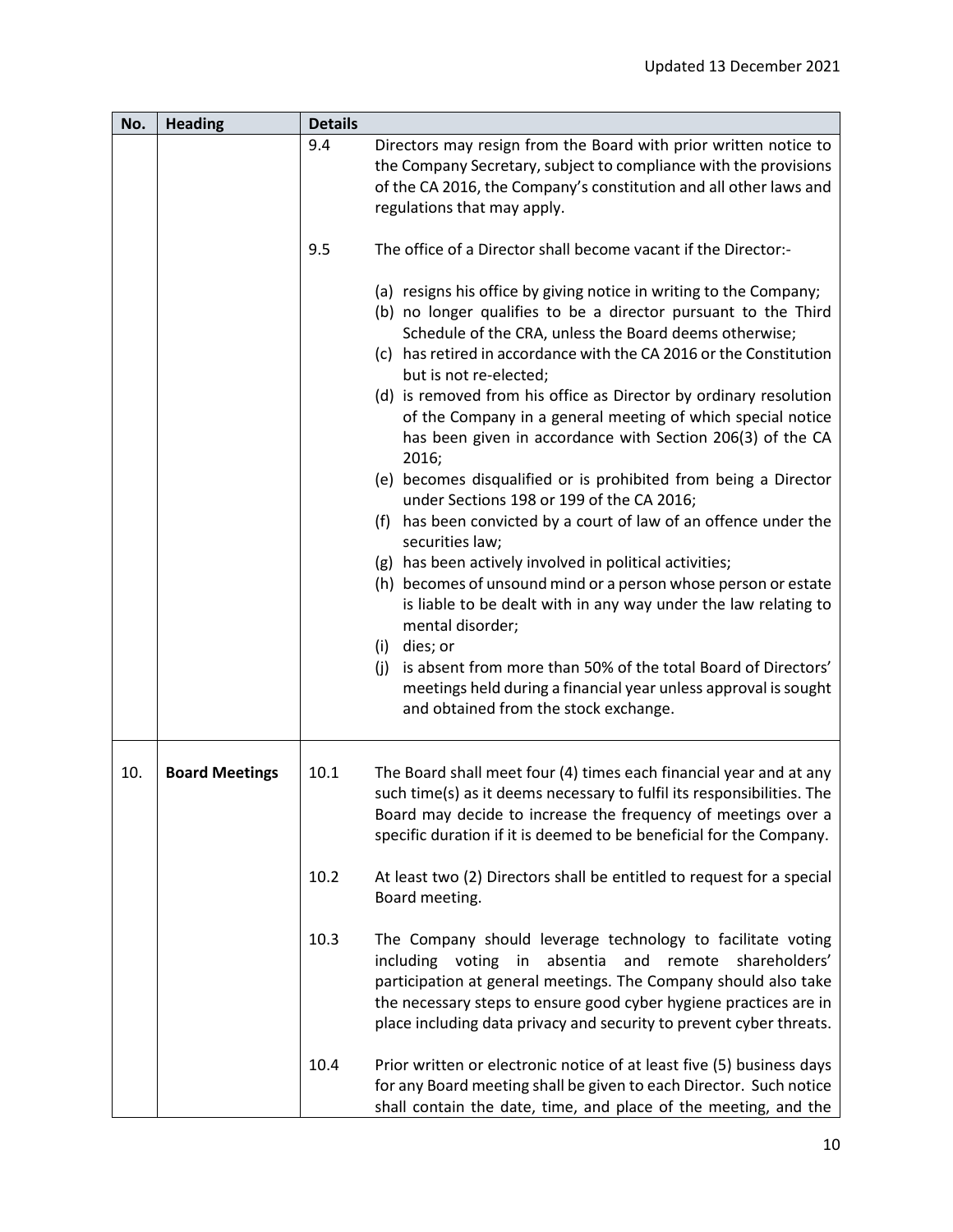| No. | Heading | Details | |
|---|---|---|---|
| | | 9.4 | Directors may resign from the Board with prior written notice to the Company Secretary, subject to compliance with the provisions of the CA 2016, the Company's constitution and all other laws and regulations that may apply. |
| | | 9.5 | The office of a Director shall become vacant if the Director:-<br><br>(a) resigns his office by giving notice in writing to the Company;<br>(b) no longer qualifies to be a director pursuant to the Third Schedule of the CRA, unless the Board deems otherwise;<br>(c) has retired in accordance with the CA 2016 or the Constitution but is not re-elected;<br>(d) is removed from his office as Director by ordinary resolution of the Company in a general meeting of which special notice has been given in accordance with Section 206(3) of the CA 2016;<br>(e) becomes disqualified or is prohibited from being a Director under Sections 198 or 199 of the CA 2016;<br>(f) has been convicted by a court of law of an offence under the securities law;<br>(g) has been actively involved in political activities;<br>(h) becomes of unsound mind or a person whose person or estate is liable to be dealt with in any way under the law relating to mental disorder;<br>(i) dies; or<br>(j) is absent from more than 50% of the total Board of Directors' meetings held during a financial year unless approval is sought and obtained from the stock exchange. |
| 10. | **Board Meetings** | 10.1 | The Board shall meet four (4) times each financial year and at any such time(s) as it deems necessary to fulfil its responsibilities. The Board may decide to increase the frequency of meetings over a specific duration if it is deemed to be beneficial for the Company. |
| | | 10.2 | At least two (2) Directors shall be entitled to request for a special Board meeting. |
| | | 10.3 | The Company should leverage technology to facilitate voting including voting in absentia and remote shareholders' participation at general meetings. The Company should also take the necessary steps to ensure good cyber hygiene practices are in place including data privacy and security to prevent cyber threats. |
| | | 10.4 | Prior written or electronic notice of at least five (5) business days for any Board meeting shall be given to each Director. Such notice shall contain the date, time, and place of the meeting, and the |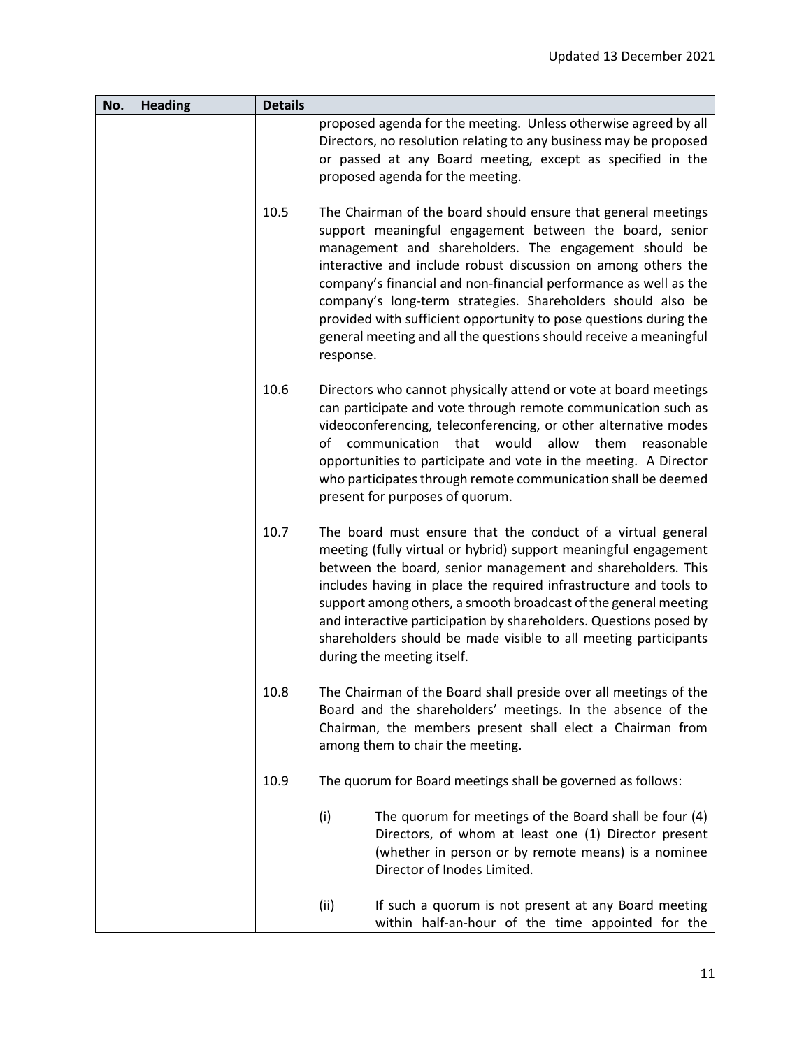| No. | Heading | Details |
|---|---|---|
| | | proposed agenda for the meeting. Unless otherwise agreed by all Directors, no resolution relating to any business may be proposed or passed at any Board meeting, except as specified in the proposed agenda for the meeting.<br><br>10.5 The Chairman of the board should ensure that general meetings support meaningful engagement between the board, senior management and shareholders. The engagement should be interactive and include robust discussion on among others the company's financial and non-financial performance as well as the company's long-term strategies. Shareholders should also be provided with sufficient opportunity to pose questions during the general meeting and all the questions should receive a meaningful response.<br><br>10.6 Directors who cannot physically attend or vote at board meetings can participate and vote through remote communication such as videoconferencing, teleconferencing, or other alternative modes of communication that would allow them reasonable opportunities to participate and vote in the meeting. A Director who participates through remote communication shall be deemed present for purposes of quorum.<br><br>10.7 The board must ensure that the conduct of a virtual general meeting (fully virtual or hybrid) support meaningful engagement between the board, senior management and shareholders. This includes having in place the required infrastructure and tools to support among others, a smooth broadcast of the general meeting and interactive participation by shareholders. Questions posed by shareholders should be made visible to all meeting participants during the meeting itself.<br><br>10.8 The Chairman of the Board shall preside over all meetings of the Board and the shareholders' meetings. In the absence of the Chairman, the members present shall elect a Chairman from among them to chair the meeting.<br><br>10.9 The quorum for Board meetings shall be governed as follows:<br><br>(i) The quorum for meetings of the Board shall be four (4) Directors, of whom at least one (1) Director present (whether in person or by remote means) is a nominee Director of Inodes Limited.<br><br>(ii) If such a quorum is not present at any Board meeting within half-an-hour of the time appointed for the |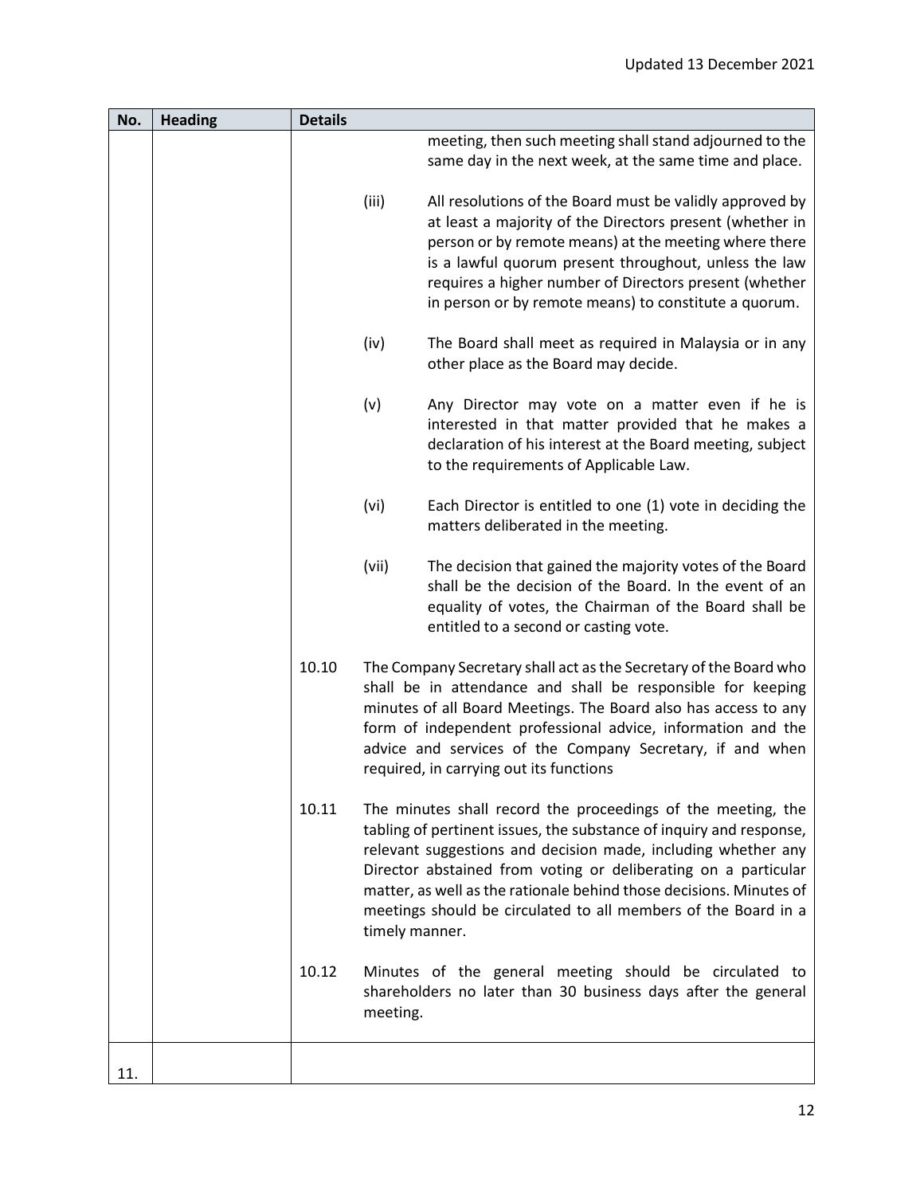| No. | Heading | Details |
|---|---|---|
| | | meeting, then such meeting shall stand adjourned to the same day in the next week, at the same time and place.<br><br>(iii) All resolutions of the Board must be validly approved by at least a majority of the Directors present (whether in person or by remote means) at the meeting where there is a lawful quorum present throughout, unless the law requires a higher number of Directors present (whether in person or by remote means) to constitute a quorum.<br><br>(iv) The Board shall meet as required in Malaysia or in any other place as the Board may decide.<br><br>(v) Any Director may vote on a matter even if he is interested in that matter provided that he makes a declaration of his interest at the Board meeting, subject to the requirements of Applicable Law.<br><br>(vi) Each Director is entitled to one (1) vote in deciding the matters deliberated in the meeting.<br><br>(vii) The decision that gained the majority votes of the Board shall be the decision of the Board. In the event of an equality of votes, the Chairman of the Board shall be entitled to a second or casting vote.<br><br>10.10 The Company Secretary shall act as the Secretary of the Board who shall be in attendance and shall be responsible for keeping minutes of all Board Meetings. The Board also has access to any form of independent professional advice, information and the advice and services of the Company Secretary, if and when required, in carrying out its functions<br><br>10.11 The minutes shall record the proceedings of the meeting, the tabling of pertinent issues, the substance of inquiry and response, relevant suggestions and decision made, including whether any Director abstained from voting or deliberating on a particular matter, as well as the rationale behind those decisions. Minutes of meetings should be circulated to all members of the Board in a timely manner.<br><br>10.12 Minutes of the general meeting should be circulated to shareholders no later than 30 business days after the general meeting. |
| 11. | | |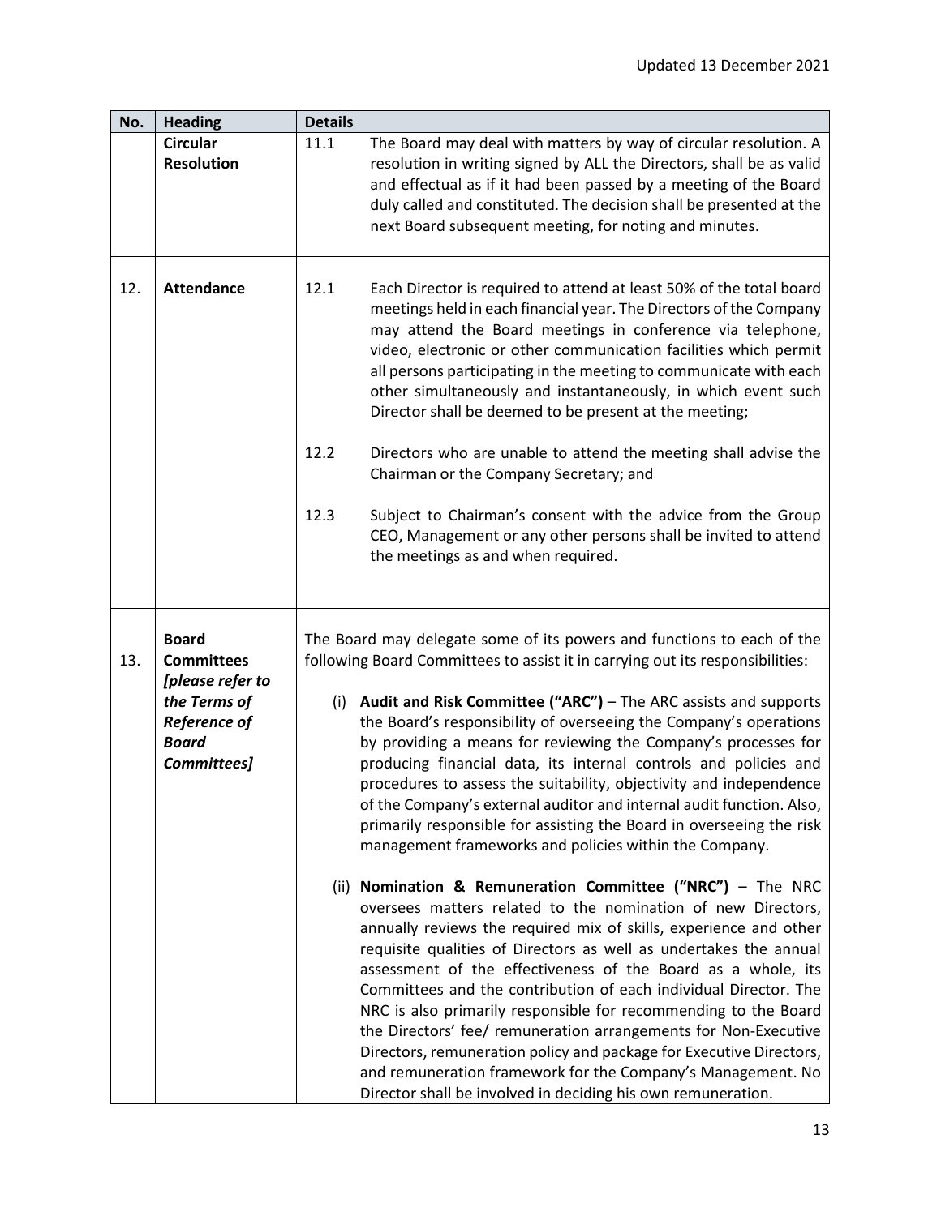| No. | Heading | Details |
|---|---|---|
| | **Circular Resolution** | 11.1 The Board may deal with matters by way of circular resolution. A resolution in writing signed by ALL the Directors, shall be as valid and effectual as if it had been passed by a meeting of the Board duly called and constituted. The decision shall be presented at the next Board subsequent meeting, for noting and minutes. |
| 12. | **Attendance** | 12.1 Each Director is required to attend at least 50% of the total board meetings held in each financial year. The Directors of the Company may attend the Board meetings in conference via telephone, video, electronic or other communication facilities which permit all persons participating in the meeting to communicate with each other simultaneously and instantaneously, in which event such Director shall be deemed to be present at the meeting;<br><br>12.2 Directors who are unable to attend the meeting shall advise the Chairman or the Company Secretary; and<br><br>12.3 Subject to Chairman's consent with the advice from the Group CEO, Management or any other persons shall be invited to attend the meetings as and when required. |
| 13. | **Board Committees** ***[please refer to the Terms of Reference of Board Committees]*** | The Board may delegate some of its powers and functions to each of the following Board Committees to assist it in carrying out its responsibilities:<br><br>(i) **Audit and Risk Committee ("ARC")** – The ARC assists and supports the Board's responsibility of overseeing the Company's operations by providing a means for reviewing the Company's processes for producing financial data, its internal controls and policies and procedures to assess the suitability, objectivity and independence of the Company's external auditor and internal audit function. Also, primarily responsible for assisting the Board in overseeing the risk management frameworks and policies within the Company.<br><br>(ii) **Nomination & Remuneration Committee ("NRC")** – The NRC oversees matters related to the nomination of new Directors, annually reviews the required mix of skills, experience and other requisite qualities of Directors as well as undertakes the annual assessment of the effectiveness of the Board as a whole, its Committees and the contribution of each individual Director. The NRC is also primarily responsible for recommending to the Board the Directors' fee/ remuneration arrangements for Non-Executive Directors, remuneration policy and package for Executive Directors, and remuneration framework for the Company's Management. No Director shall be involved in deciding his own remuneration. |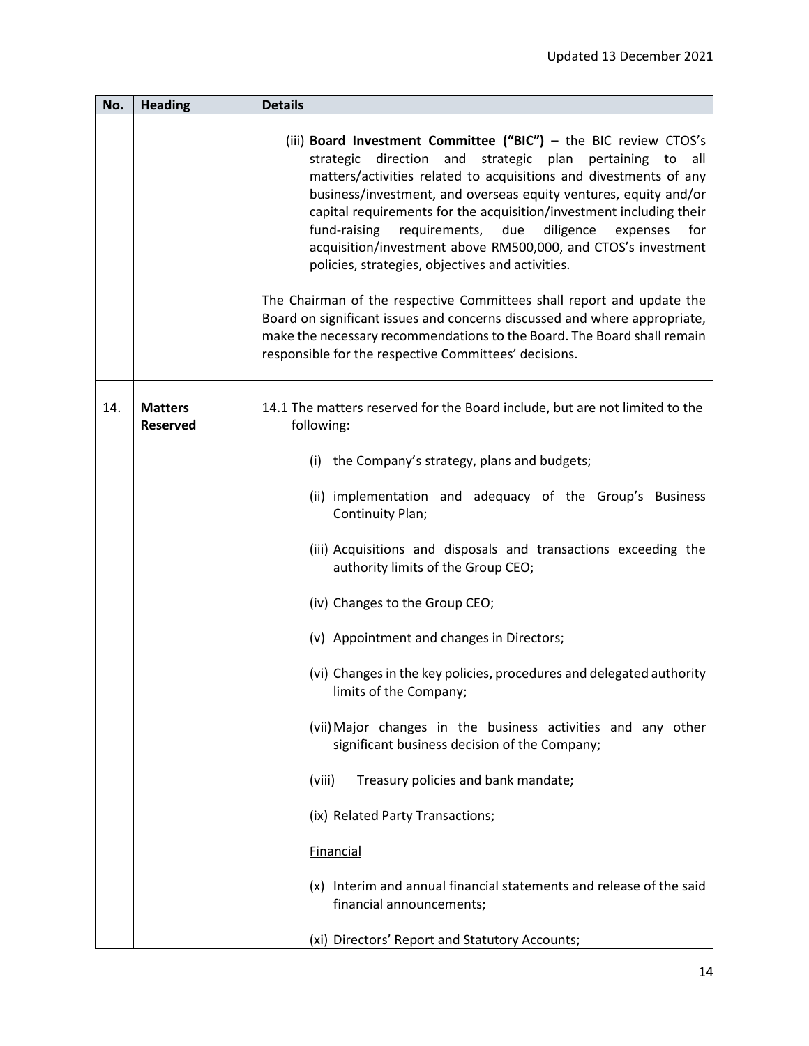| No. | Heading | Details |
|---|---|---|
| | | (iii) **Board Investment Committee ("BIC")** – the BIC review CTOS's strategic direction and strategic plan pertaining to all matters/activities related to acquisitions and divestments of any business/investment, and overseas equity ventures, equity and/or capital requirements for the acquisition/investment including their fund-raising requirements, due diligence expenses for acquisition/investment above RM500,000, and CTOS's investment policies, strategies, objectives and activities.<br><br>The Chairman of the respective Committees shall report and update the Board on significant issues and concerns discussed and where appropriate, make the necessary recommendations to the Board. The Board shall remain responsible for the respective Committees' decisions. |
| 14. | **Matters Reserved** | 14.1 The matters reserved for the Board include, but are not limited to the following:<br><br>(i) the Company's strategy, plans and budgets;<br><br>(ii) implementation and adequacy of the Group's Business Continuity Plan;<br><br>(iii) Acquisitions and disposals and transactions exceeding the authority limits of the Group CEO;<br><br>(iv) Changes to the Group CEO;<br><br>(v) Appointment and changes in Directors;<br><br>(vi) Changes in the key policies, procedures and delegated authority limits of the Company;<br><br>(vii) Major changes in the business activities and any other significant business decision of the Company;<br><br>(viii) Treasury policies and bank mandate;<br><br>(ix) Related Party Transactions;<br><br><u>Financial</u><br><br>(x) Interim and annual financial statements and release of the said financial announcements;<br><br>(xi) Directors' Report and Statutory Accounts; |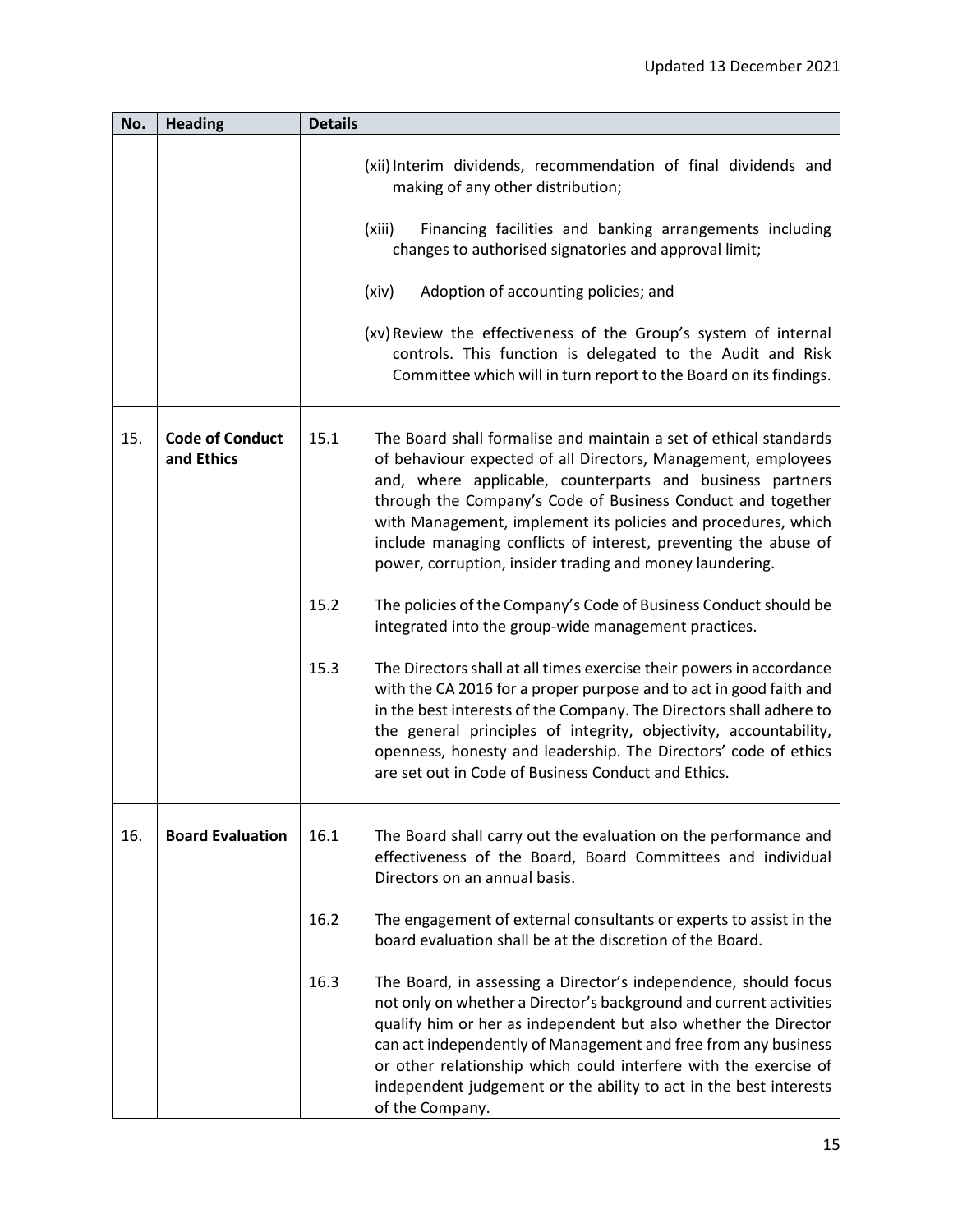| No. | Heading | Details |
|---|---|---|
| | | (xii) Interim dividends, recommendation of final dividends and making of any other distribution;<br><br>(xiii) Financing facilities and banking arrangements including changes to authorised signatories and approval limit;<br><br>(xiv) Adoption of accounting policies; and<br><br>(xv) Review the effectiveness of the Group's system of internal controls. This function is delegated to the Audit and Risk Committee which will in turn report to the Board on its findings. |
| 15. | **Code of Conduct and Ethics** | 15.1 The Board shall formalise and maintain a set of ethical standards of behaviour expected of all Directors, Management, employees and, where applicable, counterparts and business partners through the Company's Code of Business Conduct and together with Management, implement its policies and procedures, which include managing conflicts of interest, preventing the abuse of power, corruption, insider trading and money laundering.<br><br>15.2 The policies of the Company's Code of Business Conduct should be integrated into the group-wide management practices.<br><br>15.3 The Directors shall at all times exercise their powers in accordance with the CA 2016 for a proper purpose and to act in good faith and in the best interests of the Company. The Directors shall adhere to the general principles of integrity, objectivity, accountability, openness, honesty and leadership. The Directors' code of ethics are set out in Code of Business Conduct and Ethics. |
| 16. | **Board Evaluation** | 16.1 The Board shall carry out the evaluation on the performance and effectiveness of the Board, Board Committees and individual Directors on an annual basis.<br><br>16.2 The engagement of external consultants or experts to assist in the board evaluation shall be at the discretion of the Board.<br><br>16.3 The Board, in assessing a Director's independence, should focus not only on whether a Director's background and current activities qualify him or her as independent but also whether the Director can act independently of Management and free from any business or other relationship which could interfere with the exercise of independent judgement or the ability to act in the best interests of the Company. |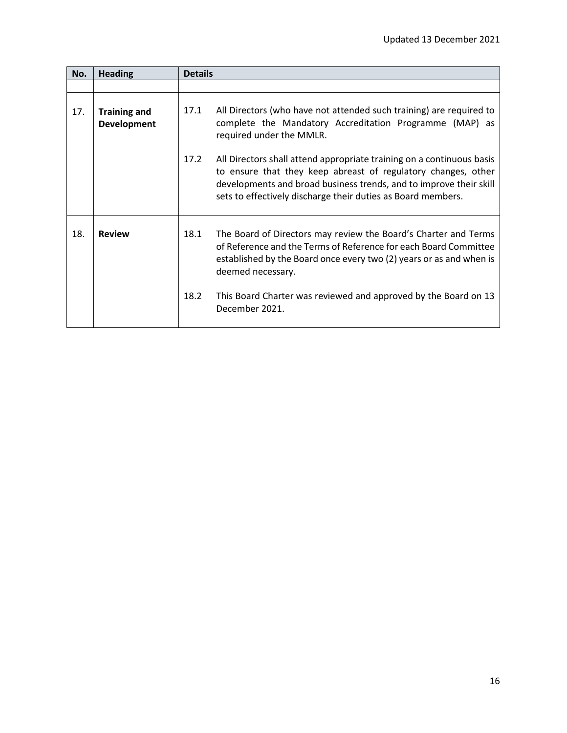Updated 13 December 2021

| No. | Heading | Details |
|---|---|---|
| | | |
| 17. | **Training and Development** | 17.1 All Directors (who have not attended such training) are required to complete the Mandatory Accreditation Programme (MAP) as required under the MMLR.<br><br>17.2 All Directors shall attend appropriate training on a continuous basis to ensure that they keep abreast of regulatory changes, other developments and broad business trends, and to improve their skill sets to effectively discharge their duties as Board members. |
| 18. | **Review** | 18.1 The Board of Directors may review the Board's Charter and Terms of Reference and the Terms of Reference for each Board Committee established by the Board once every two (2) years or as and when is deemed necessary.<br><br>18.2 This Board Charter was reviewed and approved by the Board on 13 December 2021. |